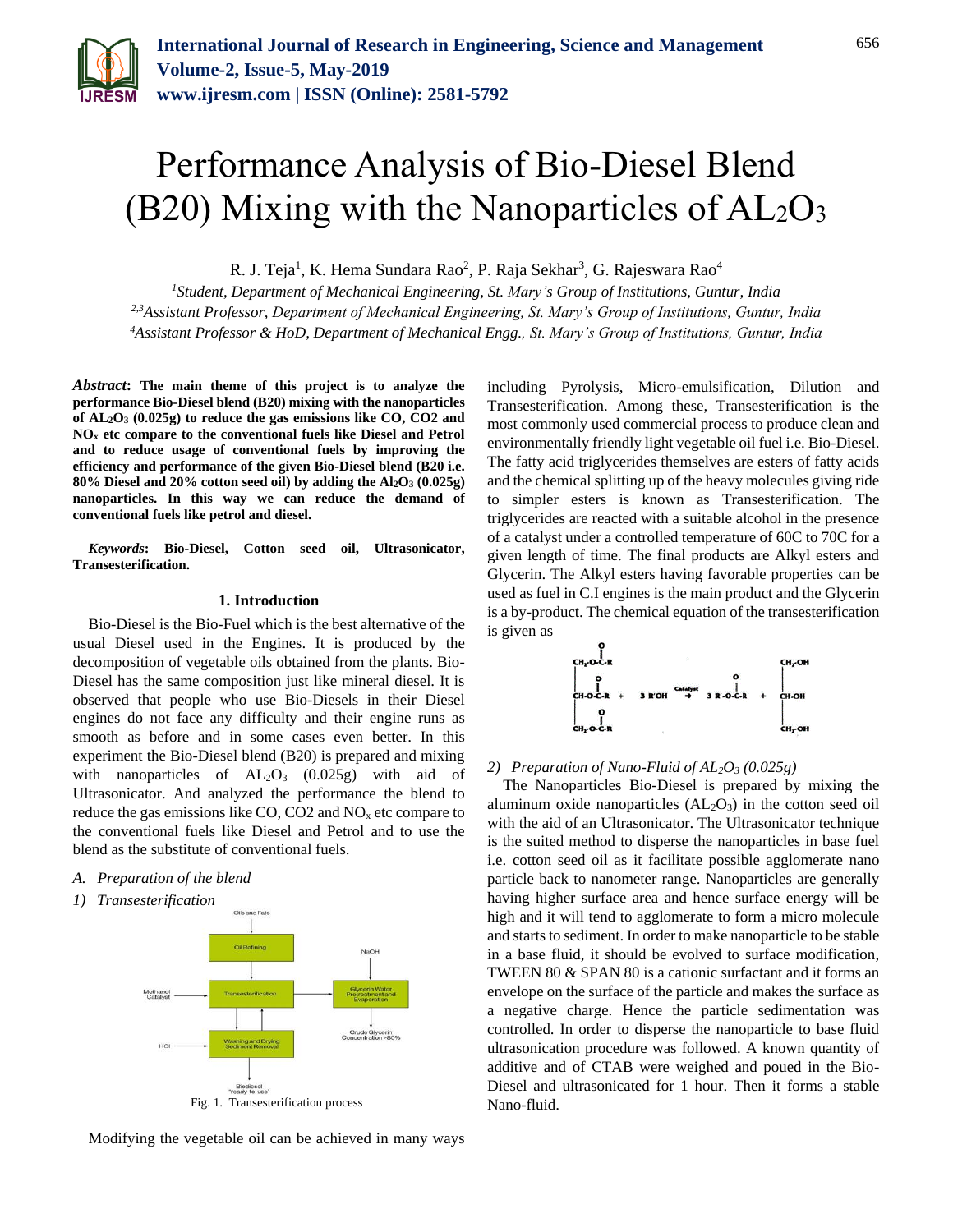# Performance Analysis of Bio-Diesel Blend (B20) Mixing with the Nanoparticles of $AL_2O_3$

R. J. Teja[1], K. Hema Sundara Rao[2], P. Raja Sekhar[3], G. Rajeswara Rao[4]

[1]*Student, Department of Mechanical Engineering, St. Mary's Group of Institutions, Guntur, India*
[2,3]*Assistant Professor, Department of Mechanical Engineering, St. Mary's Group of Institutions, Guntur, India*
[4]*Assistant Professor & HoD, Department of Mechanical Engg., St. Mary's Group of Institutions, Guntur, India*

***Abstract*: The main theme of this project is to analyze the performance Bio-Diesel blend (B20) mixing with the nanoparticles of $AL_2O_3$ (0.025g) to reduce the gas emissions like CO, CO2 and $NO_x$ etc compare to the conventional fuels like Diesel and Petrol and to reduce usage of conventional fuels by improving the efficiency and performance of the given Bio-Diesel blend (B20 i.e. 80% Diesel and 20% cotton seed oil) by adding the $Al_2O_3$ (0.025g) nanoparticles. In this way we can reduce the demand of conventional fuels like petrol and diesel.**

***Keywords*: Bio-Diesel, Cotton seed oil, Ultrasonicator, Transesterification.**

## 1. Introduction

Bio-Diesel is the Bio-Fuel which is the best alternative of the usual Diesel used in the Engines. It is produced by the decomposition of vegetable oils obtained from the plants. Bio-Diesel has the same composition just like mineral diesel. It is observed that people who use Bio-Diesels in their Diesel engines do not face any difficulty and their engine runs as smooth as before and in some cases even better. In this experiment the Bio-Diesel blend (B20) is prepared and mixing with nanoparticles of $AL_2O_3$ (0.025g) with aid of Ultrasonicator. And analyzed the performance the blend to reduce the gas emissions like CO, CO2 and $NO_x$ etc compare to the conventional fuels like Diesel and Petrol and to use the blend as the substitute of conventional fuels.

### A. *Preparation of the blend*

#### 1) *Transesterification*

Fig. 1. Transesterification process

Modifying the vegetable oil can be achieved in many ways including Pyrolysis, Micro-emulsification, Dilution and Transesterification. Among these, Transesterification is the most commonly used commercial process to produce clean and environmentally friendly light vegetable oil fuel i.e. Bio-Diesel. The fatty acid triglycerides themselves are esters of fatty acids and the chemical splitting up of the heavy molecules giving ride to simpler esters is known as Transesterification. The triglycerides are reacted with a suitable alcohol in the presence of a catalyst under a controlled temperature of 60C to 70C for a given length of time. The final products are Alkyl esters and Glycerin. The Alkyl esters having favorable properties can be used as fuel in C.I engines is the main product and the Glycerin is a by-product. The chemical equation of the transesterification is given as

$$\begin{array}{l} CH_2\text{-O-C(=O)-R} \\ CH\text{-O-C(=O)-R} \\ CH_2\text{-O-C(=O)-R} \end{array} + 3\,R'OH \xrightarrow{Catalyst} 3\,R'\text{-O-C(=O)-R} + \begin{array}{l} CH_2\text{-OH} \\ CH\text{-OH} \\ CH_2\text{-OH} \end{array}$$

#### 2) *Preparation of Nano-Fluid of $AL_2O_3$ (0.025g)*

The Nanoparticles Bio-Diesel is prepared by mixing the aluminum oxide nanoparticles ($AL_2O_3$) in the cotton seed oil with the aid of an Ultrasonicator. The Ultrasonicator technique is the suited method to disperse the nanoparticles in base fuel i.e. cotton seed oil as it facilitate possible agglomerate nano particle back to nanometer range. Nanoparticles are generally having higher surface area and hence surface energy will be high and it will tend to agglomerate to form a micro molecule and starts to sediment. In order to make nanoparticle to be stable in a base fluid, it should be evolved to surface modification, TWEEN 80 & SPAN 80 is a cationic surfactant and it forms an envelope on the surface of the particle and makes the surface as a negative charge. Hence the particle sedimentation was controlled. In order to disperse the nanoparticle to base fluid ultrasonication procedure was followed. A known quantity of additive and of CTAB were weighed and poued in the Bio-Diesel and ultrasonicated for 1 hour. Then it forms a stable Nano-fluid.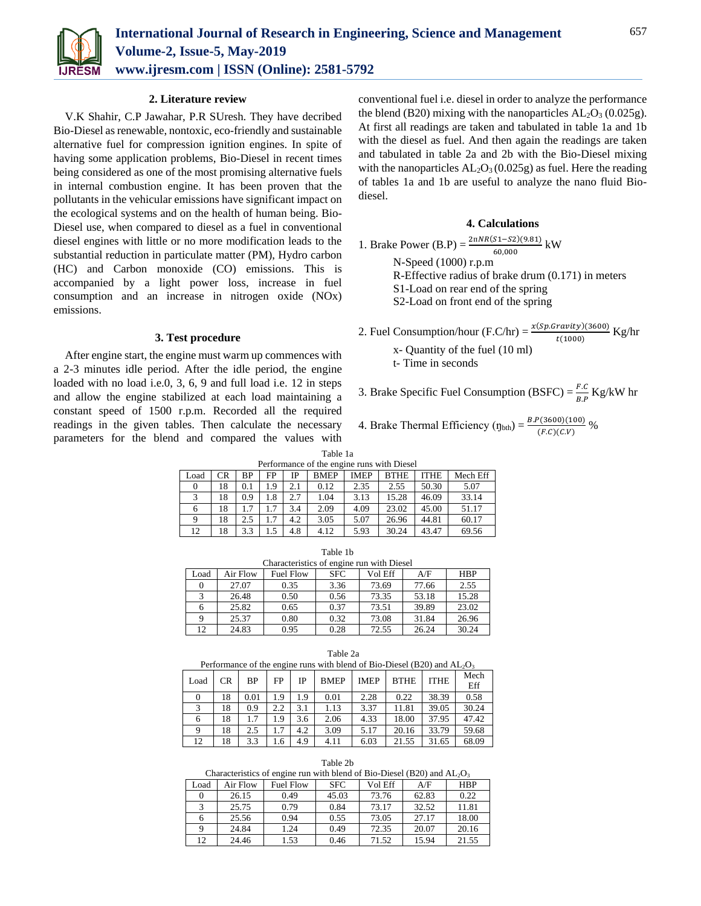## 2. Literature review

V.K Shahir, C.P Jawahar, P.R SUresh. They have decribed Bio-Diesel as renewable, nontoxic, eco-friendly and sustainable alternative fuel for compression ignition engines. In spite of having some application problems, Bio-Diesel in recent times being considered as one of the most promising alternative fuels in internal combustion engine. It has been proven that the pollutants in the vehicular emissions have significant impact on the ecological systems and on the health of human being. Bio-Diesel use, when compared to diesel as a fuel in conventional diesel engines with little or no more modification leads to the substantial reduction in particulate matter (PM), Hydro carbon (HC) and Carbon monoxide (CO) emissions. This is accompanied by a light power loss, increase in fuel consumption and an increase in nitrogen oxide (NOx) emissions.

## 3. Test procedure

After engine start, the engine must warm up commences with a 2-3 minutes idle period. After the idle period, the engine loaded with no load i.e.0, 3, 6, 9 and full load i.e. 12 in steps and allow the engine stabilized at each load maintaining a constant speed of 1500 r.p.m. Recorded all the required readings in the given tables. Then calculate the necessary parameters for the blend and compared the values with conventional fuel i.e. diesel in order to analyze the performance the blend (B20) mixing with the nanoparticles $AL_2O_3$ (0.025g). At first all readings are taken and tabulated in table 1a and 1b with the diesel as fuel. And then again the readings are taken and tabulated in table 2a and 2b with the Bio-Diesel mixing with the nanoparticles $AL_2O_3$ (0.025g) as fuel. Here the reading of tables 1a and 1b are useful to analyze the nano fluid Bio-diesel.

## 4. Calculations

1. Brake Power (B.P) = $\frac{2\pi NR(S1-S2)(9.81)}{60,000}$ kW

   N-Speed (1000) r.p.m

   R-Effective radius of brake drum (0.171) in meters

   S1-Load on rear end of the spring

   S2-Load on front end of the spring

2. Fuel Consumption/hour (F.C/hr) = $\frac{x(Sp.Gravity)(3600)}{t(1000)}$ Kg/hr

   x- Quantity of the fuel (10 ml)

   t- Time in seconds

3. Brake Specific Fuel Consumption (BSFC) = $\frac{F.C}{B.P}$ Kg/kW hr

4. Brake Thermal Efficiency ($\eta_{bth}$) = $\frac{B.P(3600)(100)}{(F.C)(C.V)}$ %

Table 1a
Performance of the engine runs with Diesel

| Load | CR | BP | FP | IP | BMEP | IMEP | BTHE | ITHE | Mech Eff |
|---|---|---|---|---|---|---|---|---|---|
| 0 | 18 | 0.1 | 1.9 | 2.1 | 0.12 | 2.35 | 2.55 | 50.30 | 5.07 |
| 3 | 18 | 0.9 | 1.8 | 2.7 | 1.04 | 3.13 | 15.28 | 46.09 | 33.14 |
| 6 | 18 | 1.7 | 1.7 | 3.4 | 2.09 | 4.09 | 23.02 | 45.00 | 51.17 |
| 9 | 18 | 2.5 | 1.7 | 4.2 | 3.05 | 5.07 | 26.96 | 44.81 | 60.17 |
| 12 | 18 | 3.3 | 1.5 | 4.8 | 4.12 | 5.93 | 30.24 | 43.47 | 69.56 |

Table 1b
Characteristics of engine run with Diesel

| Load | Air Flow | Fuel Flow | SFC | Vol Eff | A/F | HBP |
|---|---|---|---|---|---|---|
| 0 | 27.07 | 0.35 | 3.36 | 73.69 | 77.66 | 2.55 |
| 3 | 26.48 | 0.50 | 0.56 | 73.35 | 53.18 | 15.28 |
| 6 | 25.82 | 0.65 | 0.37 | 73.51 | 39.89 | 23.02 |
| 9 | 25.37 | 0.80 | 0.32 | 73.08 | 31.84 | 26.96 |
| 12 | 24.83 | 0.95 | 0.28 | 72.55 | 26.24 | 30.24 |

Table 2a
Performance of the engine runs with blend of Bio-Diesel (B20) and $AL_2O_3$

| Load | CR | BP | FP | IP | BMEP | IMEP | BTHE | ITHE | Mech Eff |
|---|---|---|---|---|---|---|---|---|---|
| 0 | 18 | 0.01 | 1.9 | 1.9 | 0.01 | 2.28 | 0.22 | 38.39 | 0.58 |
| 3 | 18 | 0.9 | 2.2 | 3.1 | 1.13 | 3.37 | 11.81 | 39.05 | 30.24 |
| 6 | 18 | 1.7 | 1.9 | 3.6 | 2.06 | 4.33 | 18.00 | 37.95 | 47.42 |
| 9 | 18 | 2.5 | 1.7 | 4.2 | 3.09 | 5.17 | 20.16 | 33.79 | 59.68 |
| 12 | 18 | 3.3 | 1.6 | 4.9 | 4.11 | 6.03 | 21.55 | 31.65 | 68.09 |

Table 2b
Characteristics of engine run with blend of Bio-Diesel (B20) and $AL_2O_3$

| Load | Air Flow | Fuel Flow | SFC | Vol Eff | A/F | HBP |
|---|---|---|---|---|---|---|
| 0 | 26.15 | 0.49 | 45.03 | 73.76 | 62.83 | 0.22 |
| 3 | 25.75 | 0.79 | 0.84 | 73.17 | 32.52 | 11.81 |
| 6 | 25.56 | 0.94 | 0.55 | 73.05 | 27.17 | 18.00 |
| 9 | 24.84 | 1.24 | 0.49 | 72.35 | 20.07 | 20.16 |
| 12 | 24.46 | 1.53 | 0.46 | 71.52 | 15.94 | 21.55 |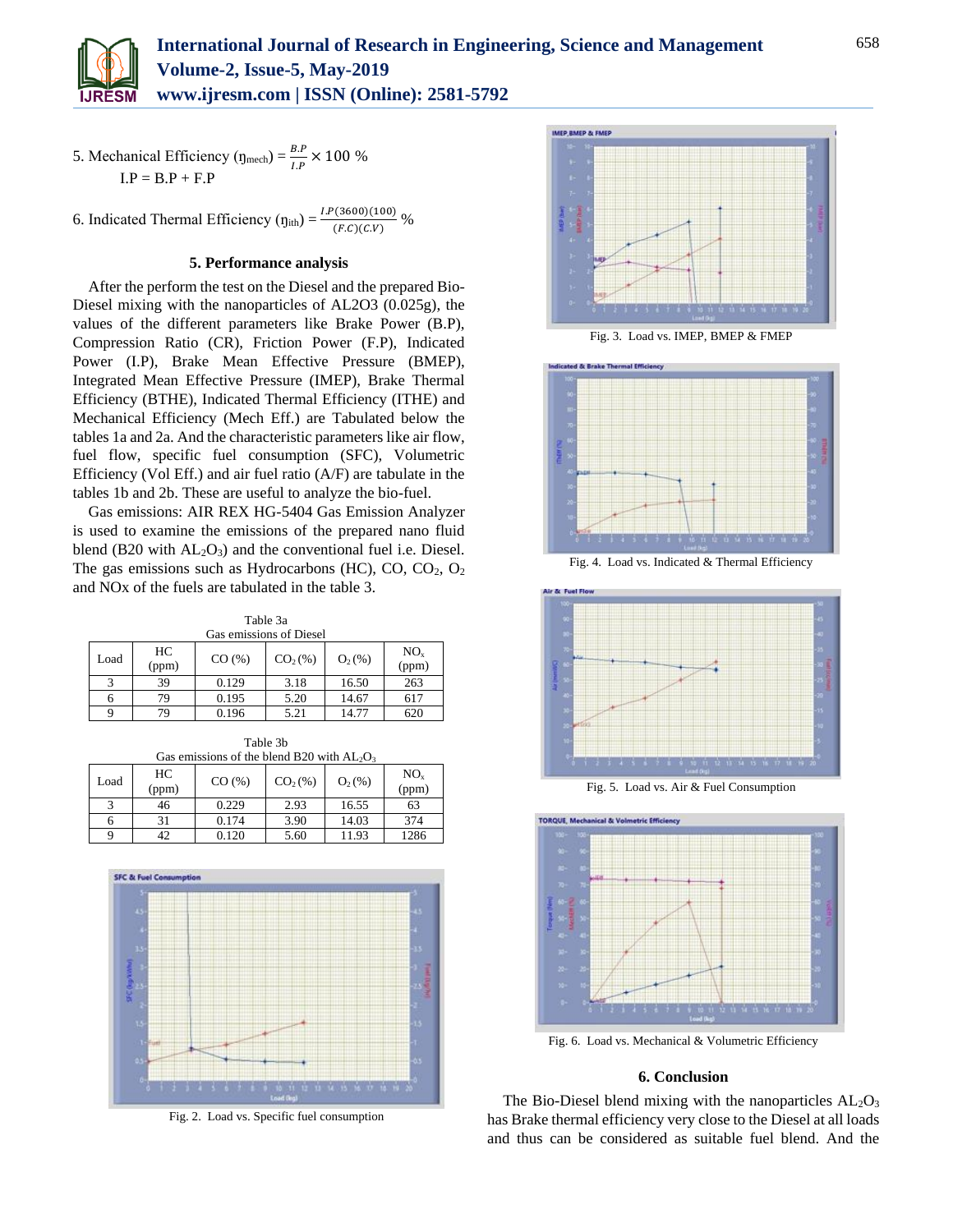5. Mechanical Efficiency ($\eta_{mech}$) = $\frac{B.P}{I.P} \times 100$ %

I.P = B.P + F.P

6. Indicated Thermal Efficiency ($\eta_{ith}$) = $\frac{I.P(3600)(100)}{(F.C)(C.V)}$ %

### 5. Performance analysis

After the perform the test on the Diesel and the prepared Bio-Diesel mixing with the nanoparticles of AL2O3 (0.025g), the values of the different parameters like Brake Power (B.P), Compression Ratio (CR), Friction Power (F.P), Indicated Power (I.P), Brake Mean Effective Pressure (BMEP), Integrated Mean Effective Pressure (IMEP), Brake Thermal Efficiency (BTHE), Indicated Thermal Efficiency (ITHE) and Mechanical Efficiency (Mech Eff.) are Tabulated below the tables 1a and 2a. And the characteristic parameters like air flow, fuel flow, specific fuel consumption (SFC), Volumetric Efficiency (Vol Eff.) and air fuel ratio (A/F) are tabulate in the tables 1b and 2b. These are useful to analyze the bio-fuel.

Gas emissions: AIR REX HG-5404 Gas Emission Analyzer is used to examine the emissions of the prepared nano fluid blend (B20 with $AL_2O_3$) and the conventional fuel i.e. Diesel. The gas emissions such as Hydrocarbons (HC), CO, $CO_2$, $O_2$ and NOx of the fuels are tabulated in the table 3.

Table 3a
Gas emissions of Diesel

| Load | HC (ppm) | CO (%) | $CO_2$ (%) | $O_2$ (%) | $NO_x$ (ppm) |
|---|---|---|---|---|---|
| 3 | 39 | 0.129 | 3.18 | 16.50 | 263 |
| 6 | 79 | 0.195 | 5.20 | 14.67 | 617 |
| 9 | 79 | 0.196 | 5.21 | 14.77 | 620 |

Table 3b
Gas emissions of the blend B20 with $AL_2O_3$

| Load | HC (ppm) | CO (%) | $CO_2$ (%) | $O_2$ (%) | $NO_x$ (ppm) |
|---|---|---|---|---|---|
| 3 | 46 | 0.229 | 2.93 | 16.55 | 63 |
| 6 | 31 | 0.174 | 3.90 | 14.03 | 374 |
| 9 | 42 | 0.120 | 5.60 | 11.93 | 1286 |

Fig. 2. Load vs. Specific fuel consumption

Fig. 3. Load vs. IMEP, BMEP & FMEP

Fig. 4. Load vs. Indicated & Thermal Efficiency

Fig. 5. Load vs. Air & Fuel Consumption

Fig. 6. Load vs. Mechanical & Volumetric Efficiency

### 6. Conclusion

The Bio-Diesel blend mixing with the nanoparticles $AL_2O_3$ has Brake thermal efficiency very close to the Diesel at all loads and thus can be considered as suitable fuel blend. And the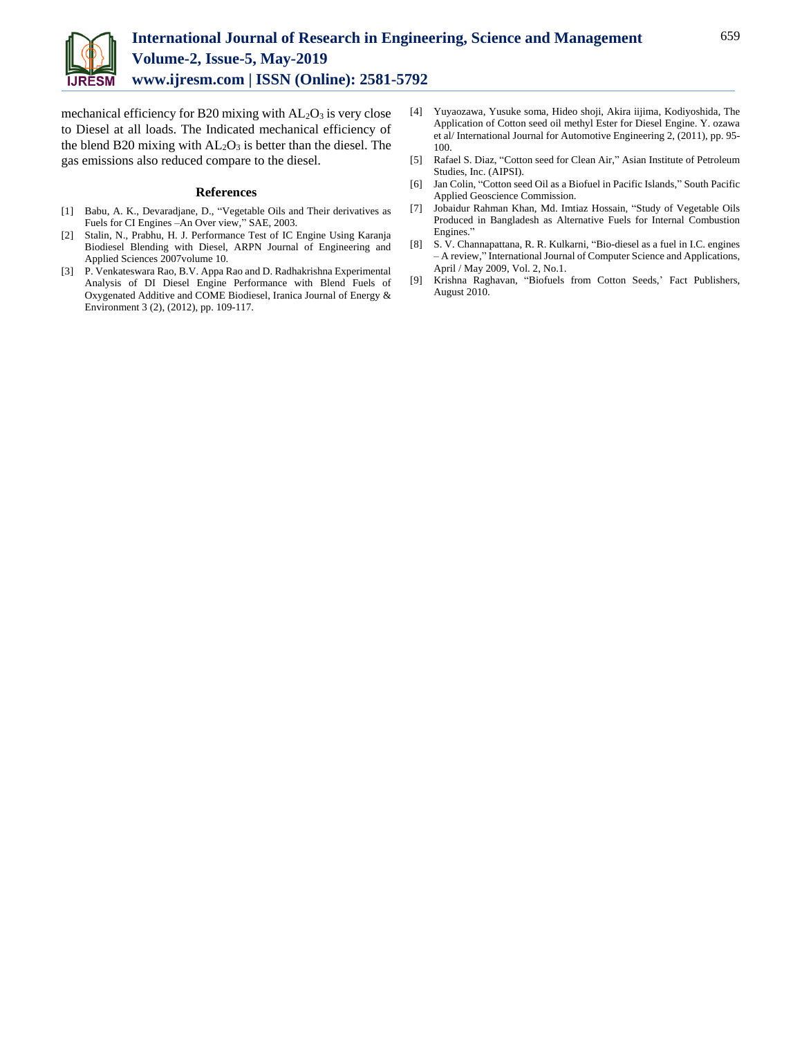mechanical efficiency for B20 mixing with $AL_2O_3$ is very close to Diesel at all loads. The Indicated mechanical efficiency of the blend B20 mixing with $AL_2O_3$ is better than the diesel. The gas emissions also reduced compare to the diesel.

## References

[1] Babu, A. K., Devaradjane, D., "Vegetable Oils and Their derivatives as Fuels for CI Engines –An Over view," SAE, 2003.

[2] Stalin, N., Prabhu, H. J. Performance Test of IC Engine Using Karanja Biodiesel Blending with Diesel, ARPN Journal of Engineering and Applied Sciences 2007volume 10.

[3] P. Venkateswara Rao, B.V. Appa Rao and D. Radhakrishna Experimental Analysis of DI Diesel Engine Performance with Blend Fuels of Oxygenated Additive and COME Biodiesel, Iranica Journal of Energy & Environment 3 (2), (2012), pp. 109-117.

[4] Yuyaozawa, Yusuke soma, Hideo shoji, Akira iijima, Kodiyoshida, The Application of Cotton seed oil methyl Ester for Diesel Engine. Y. ozawa et al/ International Journal for Automotive Engineering 2, (2011), pp. 95-100.

[5] Rafael S. Diaz, "Cotton seed for Clean Air," Asian Institute of Petroleum Studies, Inc. (AIPSI).

[6] Jan Colin, "Cotton seed Oil as a Biofuel in Pacific Islands," South Pacific Applied Geoscience Commission.

[7] Jobaidur Rahman Khan, Md. Imtiaz Hossain, "Study of Vegetable Oils Produced in Bangladesh as Alternative Fuels for Internal Combustion Engines."

[8] S. V. Channapattana, R. R. Kulkarni, "Bio-diesel as a fuel in I.C. engines – A review," International Journal of Computer Science and Applications, April / May 2009, Vol. 2, No.1.

[9] Krishna Raghavan, "Biofuels from Cotton Seeds,' Fact Publishers, August 2010.